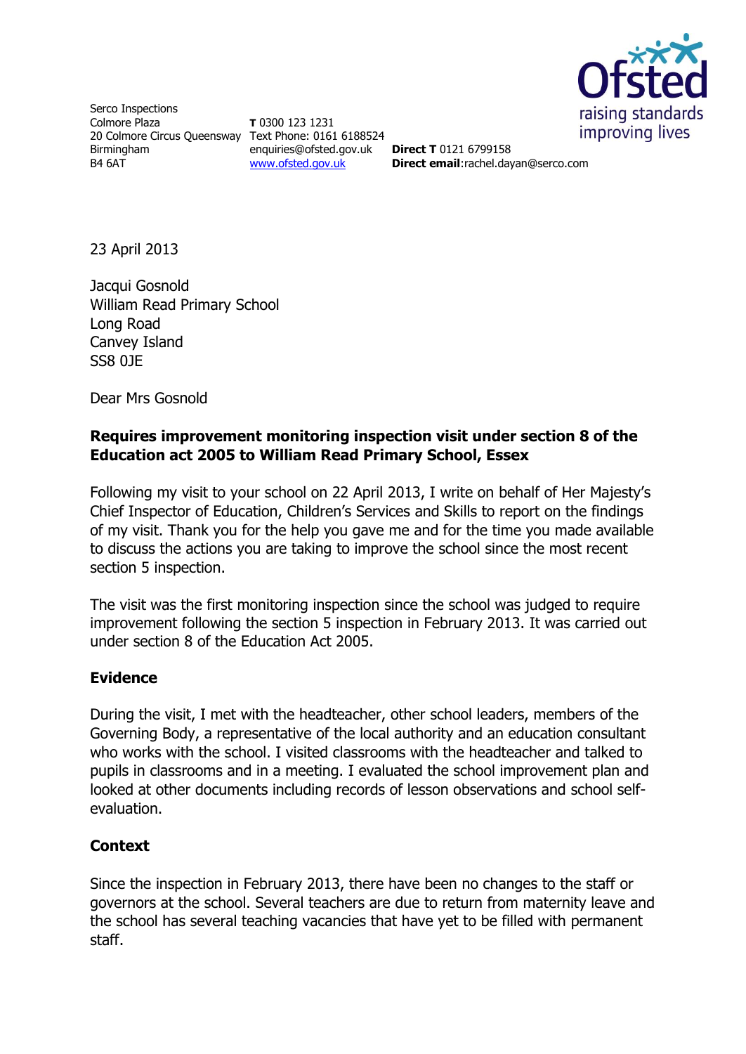Serco Inspections
Colmore Plaza
20 Colmore Circus Queensway
Birmingham
B4 6AT

**T** 0300 123 1231
Text Phone: 0161 6188524
enquiries@ofsted.gov.uk
www.ofsted.gov.uk

**Direct T** 0121 6799158
**Direct email**:rachel.dayan@serco.com

23 April 2013

Jacqui Gosnold
William Read Primary School
Long Road
Canvey Island
SS8 0JE

Dear Mrs Gosnold

**Requires improvement monitoring inspection visit under section 8 of the Education act 2005 to William Read Primary School, Essex**

Following my visit to your school on 22 April 2013, I write on behalf of Her Majesty's Chief Inspector of Education, Children's Services and Skills to report on the findings of my visit. Thank you for the help you gave me and for the time you made available to discuss the actions you are taking to improve the school since the most recent section 5 inspection.

The visit was the first monitoring inspection since the school was judged to require improvement following the section 5 inspection in February 2013. It was carried out under section 8 of the Education Act 2005.

## Evidence

During the visit, I met with the headteacher, other school leaders, members of the Governing Body, a representative of the local authority and an education consultant who works with the school. I visited classrooms with the headteacher and talked to pupils in classrooms and in a meeting. I evaluated the school improvement plan and looked at other documents including records of lesson observations and school self-evaluation.

## Context

Since the inspection in February 2013, there have been no changes to the staff or governors at the school. Several teachers are due to return from maternity leave and the school has several teaching vacancies that have yet to be filled with permanent staff.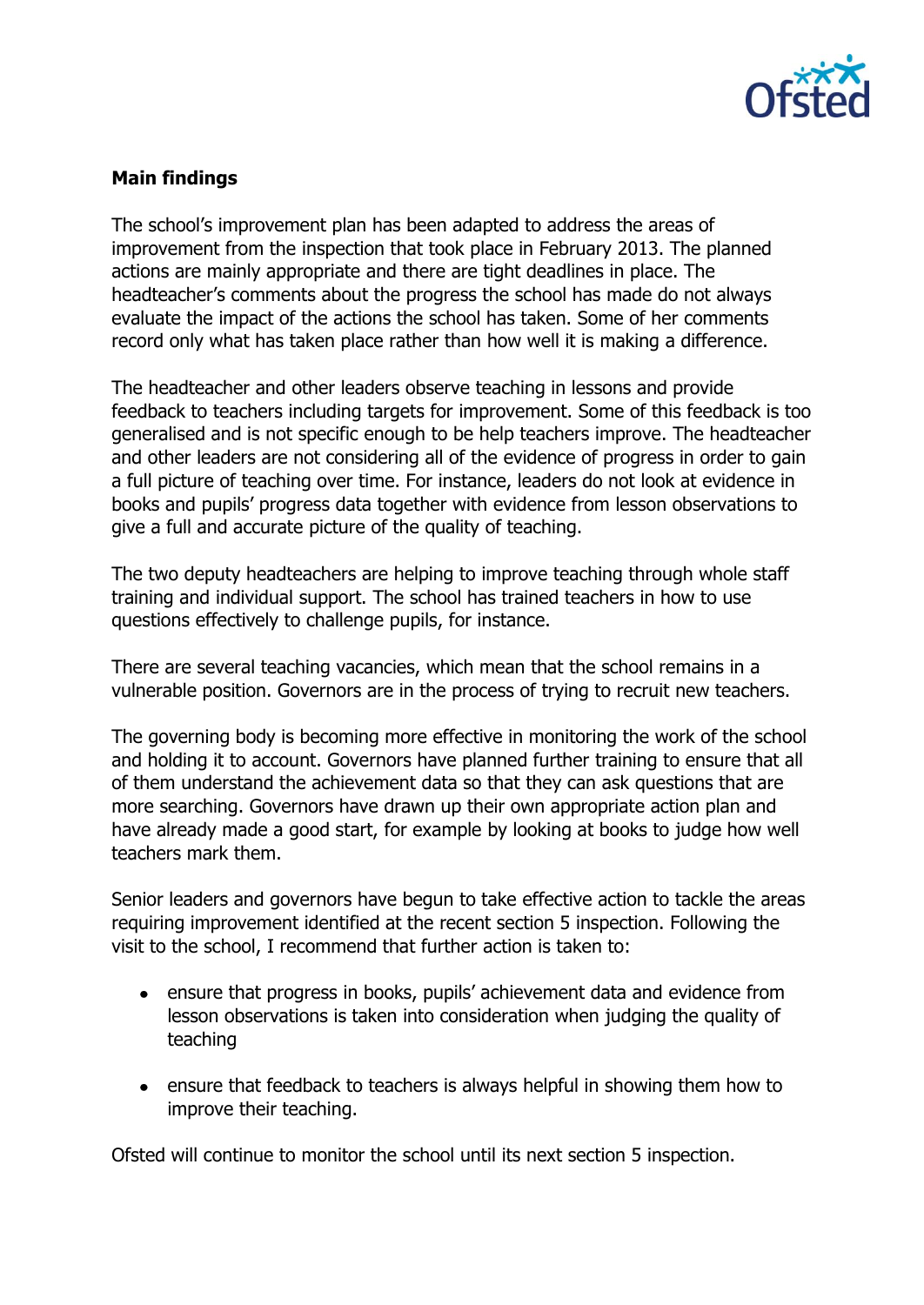**Main findings**

The school's improvement plan has been adapted to address the areas of improvement from the inspection that took place in February 2013. The planned actions are mainly appropriate and there are tight deadlines in place. The headteacher's comments about the progress the school has made do not always evaluate the impact of the actions the school has taken. Some of her comments record only what has taken place rather than how well it is making a difference.

The headteacher and other leaders observe teaching in lessons and provide feedback to teachers including targets for improvement. Some of this feedback is too generalised and is not specific enough to be help teachers improve. The headteacher and other leaders are not considering all of the evidence of progress in order to gain a full picture of teaching over time. For instance, leaders do not look at evidence in books and pupils' progress data together with evidence from lesson observations to give a full and accurate picture of the quality of teaching.

The two deputy headteachers are helping to improve teaching through whole staff training and individual support. The school has trained teachers in how to use questions effectively to challenge pupils, for instance.

There are several teaching vacancies, which mean that the school remains in a vulnerable position. Governors are in the process of trying to recruit new teachers.

The governing body is becoming more effective in monitoring the work of the school and holding it to account. Governors have planned further training to ensure that all of them understand the achievement data so that they can ask questions that are more searching. Governors have drawn up their own appropriate action plan and have already made a good start, for example by looking at books to judge how well teachers mark them.

Senior leaders and governors have begun to take effective action to tackle the areas requiring improvement identified at the recent section 5 inspection. Following the visit to the school, I recommend that further action is taken to:

- ensure that progress in books, pupils' achievement data and evidence from lesson observations is taken into consideration when judging the quality of teaching

- ensure that feedback to teachers is always helpful in showing them how to improve their teaching.

Ofsted will continue to monitor the school until its next section 5 inspection.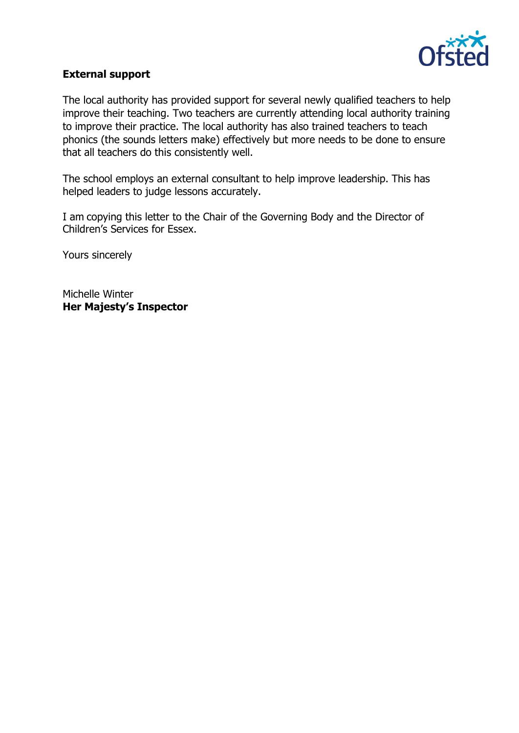## External support

The local authority has provided support for several newly qualified teachers to help improve their teaching. Two teachers are currently attending local authority training to improve their practice. The local authority has also trained teachers to teach phonics (the sounds letters make) effectively but more needs to be done to ensure that all teachers do this consistently well.

The school employs an external consultant to help improve leadership. This has helped leaders to judge lessons accurately.

I am copying this letter to the Chair of the Governing Body and the Director of Children's Services for Essex.

Yours sincerely

Michelle Winter
**Her Majesty's Inspector**